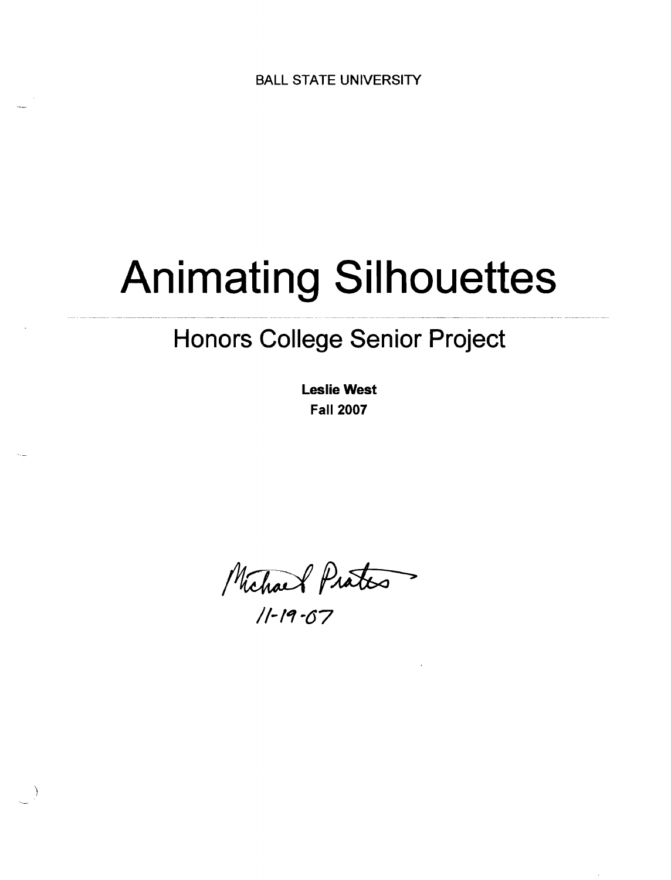BALL STATE UNIVERSITY

# Animating Silhouettes

## Honors College Senior Project

**Leslie West**
**Fall 2007**

Michael Prater
11-19-07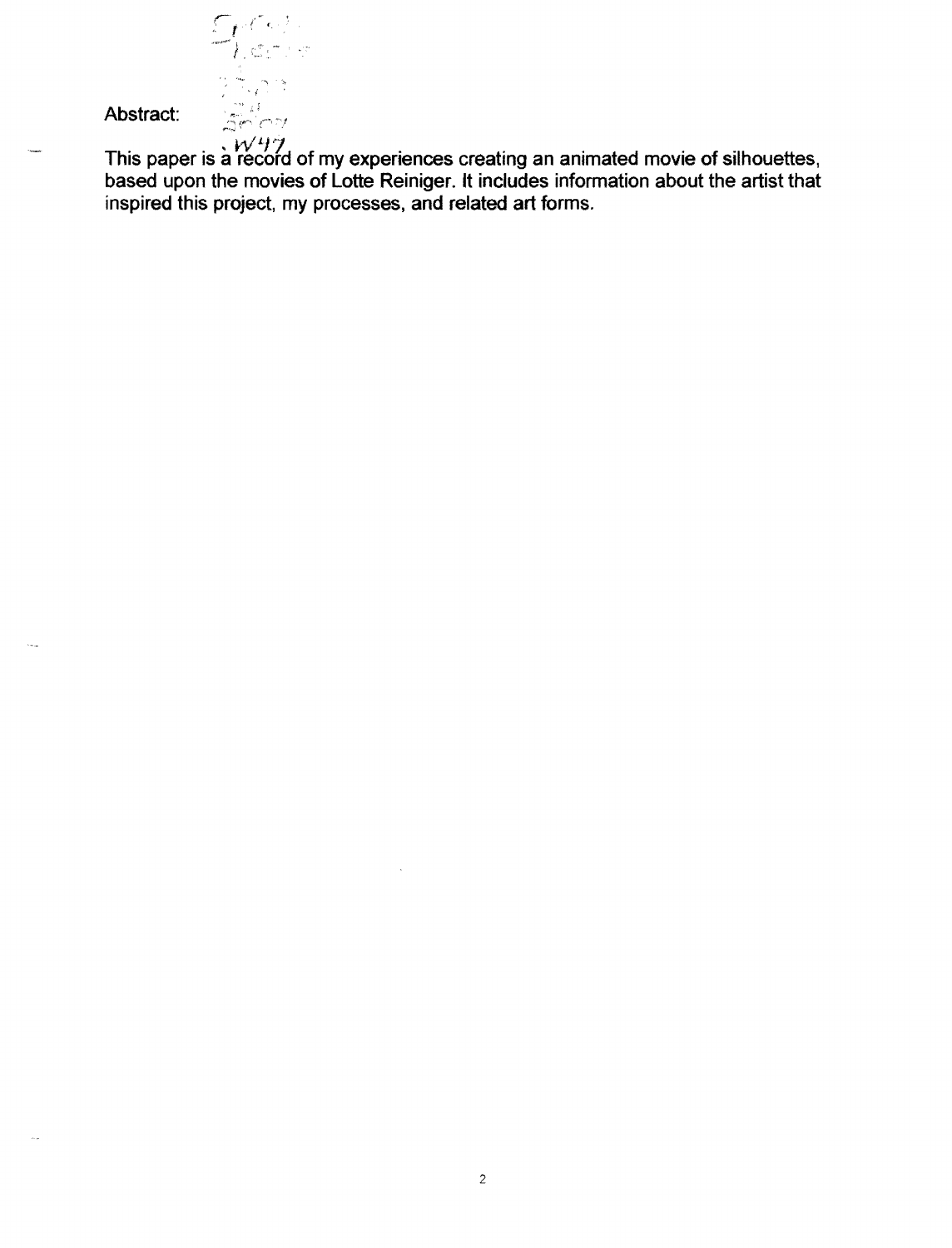**Abstract:**

This paper is a record of my experiences creating an animated movie of silhouettes, based upon the movies of Lotte Reiniger. It includes information about the artist that inspired this project, my processes, and related art forms.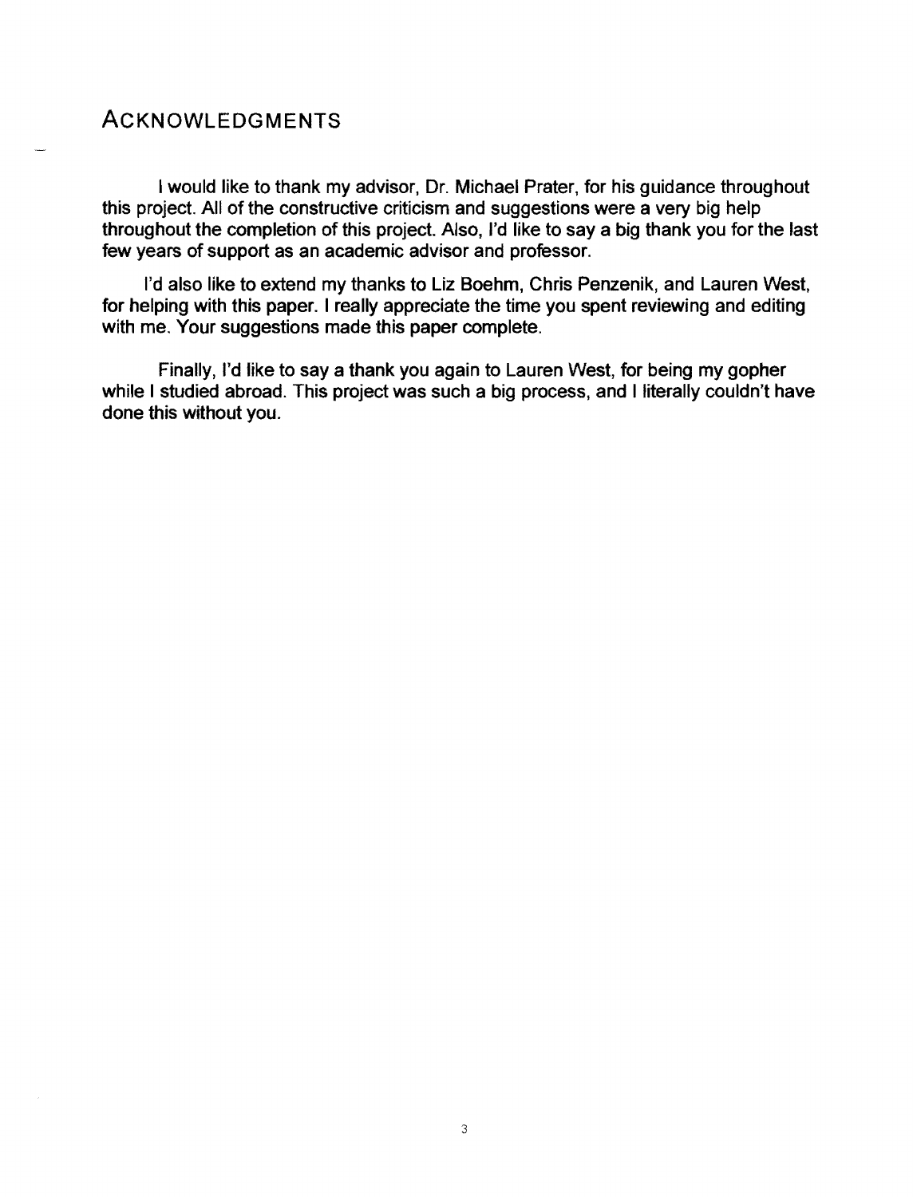## Acknowledgments

I would like to thank my advisor, Dr. Michael Prater, for his guidance throughout this project. All of the constructive criticism and suggestions were a very big help throughout the completion of this project. Also, I'd like to say a big thank you for the last few years of support as an academic advisor and professor.

I'd also like to extend my thanks to Liz Boehm, Chris Penzenik, and Lauren West, for helping with this paper. I really appreciate the time you spent reviewing and editing with me. Your suggestions made this paper complete.

Finally, I'd like to say a thank you again to Lauren West, for being my gopher while I studied abroad. This project was such a big process, and I literally couldn't have done this without you.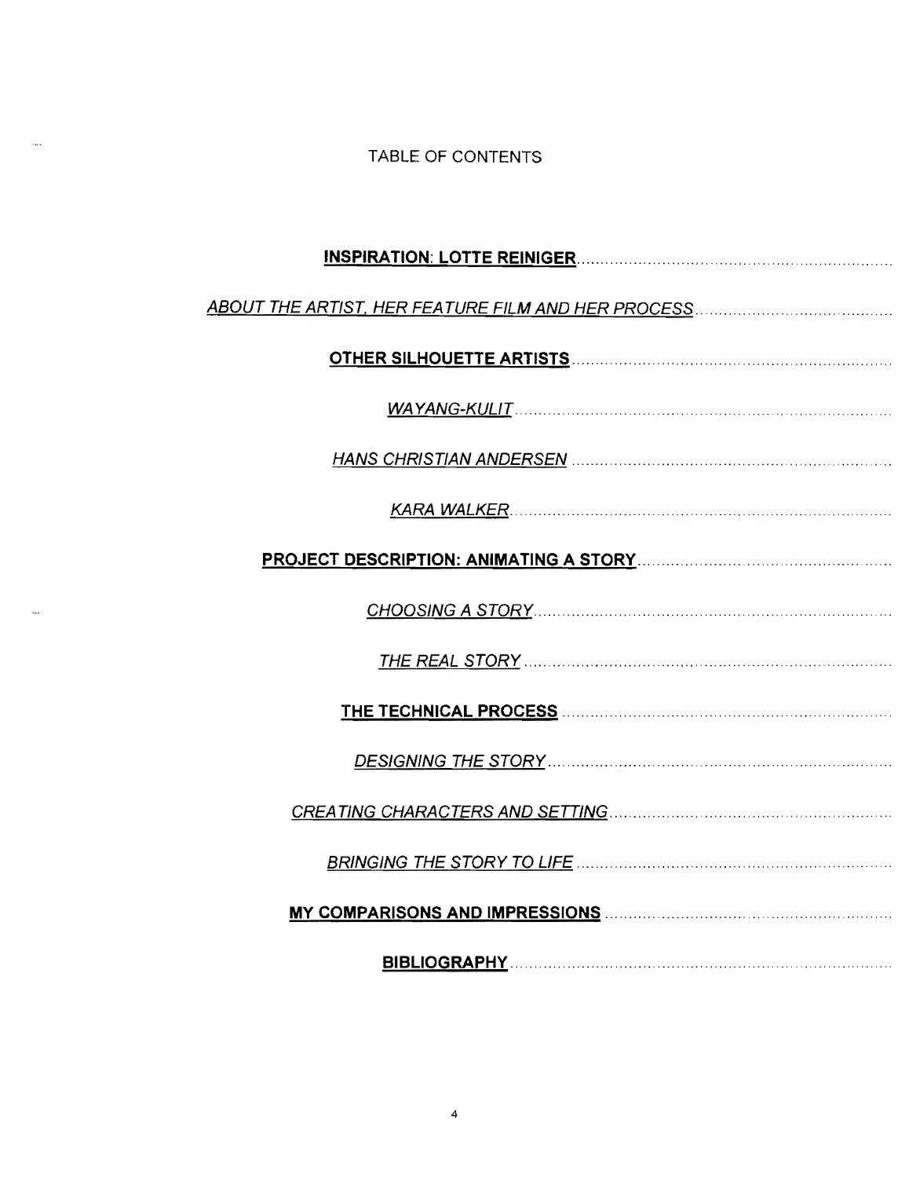# TABLE OF CONTENTS

**INSPIRATION: LOTTE REINIGER**

*ABOUT THE ARTIST, HER FEATURE FILM AND HER PROCESS*

**OTHER SILHOUETTE ARTISTS**

*WAYANG-KULIT*

*HANS CHRISTIAN ANDERSEN*

*KARA WALKER*

**PROJECT DESCRIPTION: ANIMATING A STORY**

*CHOOSING A STORY*

*THE REAL STORY*

**THE TECHNICAL PROCESS**

*DESIGNING THE STORY*

*CREATING CHARACTERS AND SETTING*

*BRINGING THE STORY TO LIFE*

**MY COMPARISONS AND IMPRESSIONS**

**BIBLIOGRAPHY**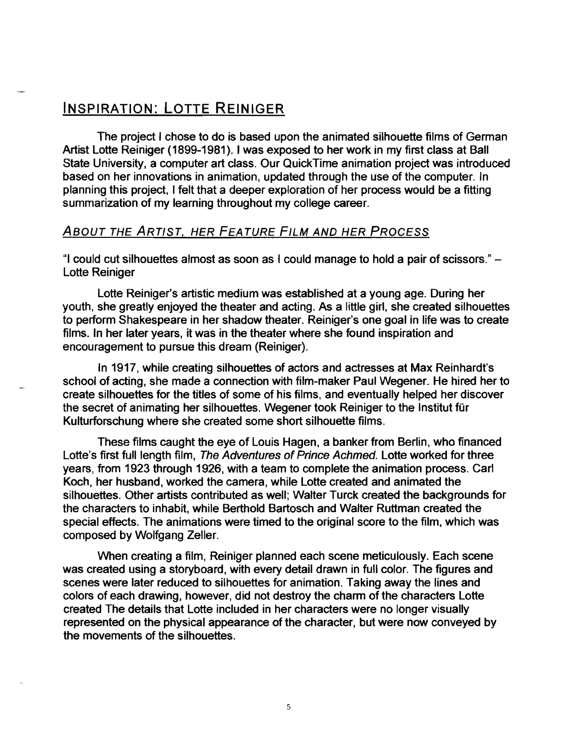## INSPIRATION: LOTTE REINIGER

The project I chose to do is based upon the animated silhouette films of German Artist Lotte Reiniger (1899-1981). I was exposed to her work in my first class at Ball State University, a computer art class. Our QuickTime animation project was introduced based on her innovations in animation, updated through the use of the computer. In planning this project, I felt that a deeper exploration of her process would be a fitting summarization of my learning throughout my college career.

### *ABOUT THE ARTIST, HER FEATURE FILM AND HER PROCESS*

"I could cut silhouettes almost as soon as I could manage to hold a pair of scissors." – Lotte Reiniger

Lotte Reiniger's artistic medium was established at a young age. During her youth, she greatly enjoyed the theater and acting. As a little girl, she created silhouettes to perform Shakespeare in her shadow theater. Reiniger's one goal in life was to create films. In her later years, it was in the theater where she found inspiration and encouragement to pursue this dream (Reiniger).

In 1917, while creating silhouettes of actors and actresses at Max Reinhardt's school of acting, she made a connection with film-maker Paul Wegener. He hired her to create silhouettes for the titles of some of his films, and eventually helped her discover the secret of animating her silhouettes. Wegener took Reiniger to the Institut für Kulturforschung where she created some short silhouette films.

These films caught the eye of Louis Hagen, a banker from Berlin, who financed Lotte's first full length film, *The Adventures of Prince Achmed.* Lotte worked for three years, from 1923 through 1926, with a team to complete the animation process. Carl Koch, her husband, worked the camera, while Lotte created and animated the silhouettes. Other artists contributed as well; Walter Turck created the backgrounds for the characters to inhabit, while Berthold Bartosch and Walter Ruttman created the special effects. The animations were timed to the original score to the film, which was composed by Wolfgang Zeller.

When creating a film, Reiniger planned each scene meticulously. Each scene was created using a storyboard, with every detail drawn in full color. The figures and scenes were later reduced to silhouettes for animation. Taking away the lines and colors of each drawing, however, did not destroy the charm of the characters Lotte created The details that Lotte included in her characters were no longer visually represented on the physical appearance of the character, but were now conveyed by the movements of the silhouettes.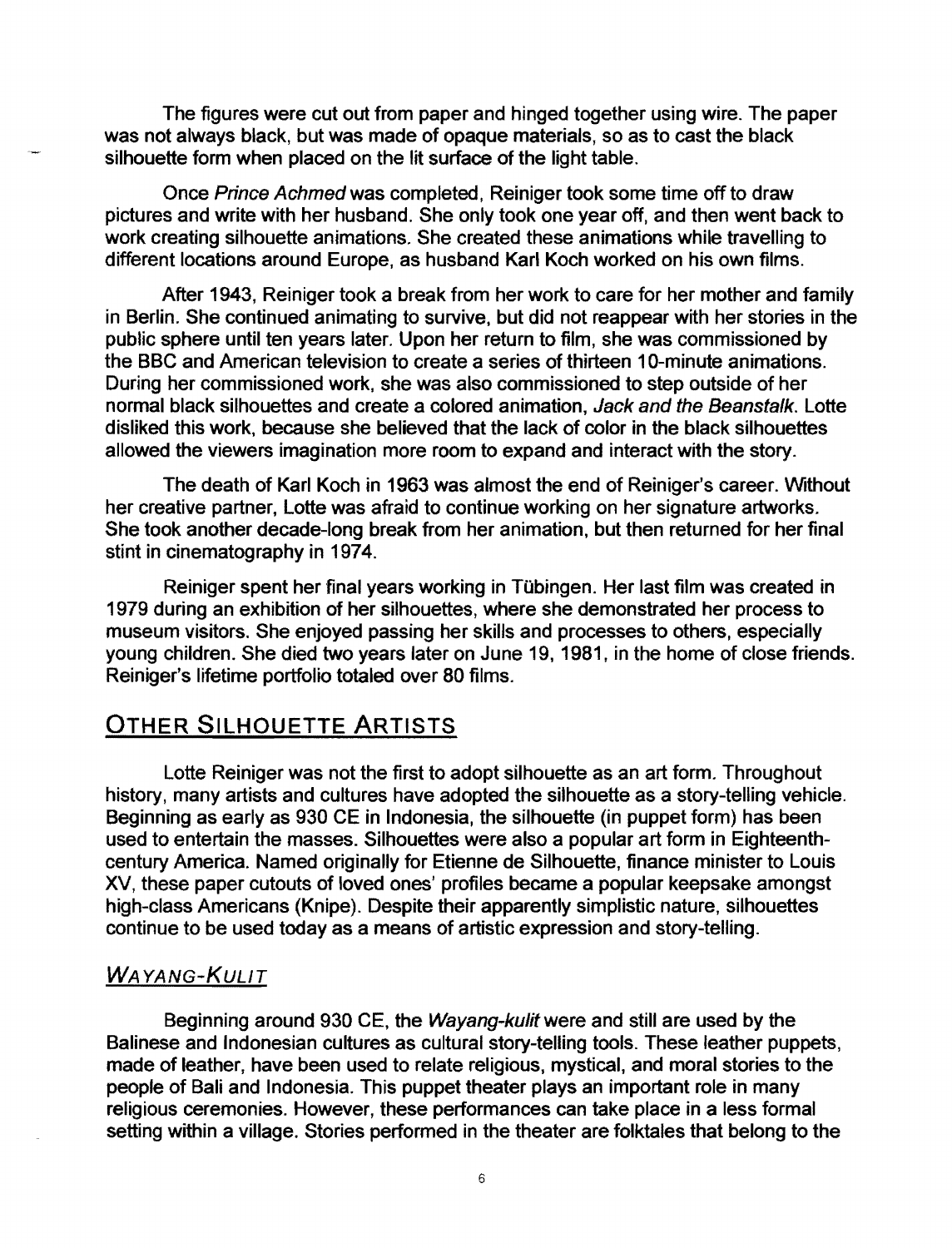The figures were cut out from paper and hinged together using wire. The paper was not always black, but was made of opaque materials, so as to cast the black silhouette form when placed on the lit surface of the light table.

Once *Prince Achmed* was completed, Reiniger took some time off to draw pictures and write with her husband. She only took one year off, and then went back to work creating silhouette animations. She created these animations while travelling to different locations around Europe, as husband Karl Koch worked on his own films.

After 1943, Reiniger took a break from her work to care for her mother and family in Berlin. She continued animating to survive, but did not reappear with her stories in the public sphere until ten years later. Upon her return to film, she was commissioned by the BBC and American television to create a series of thirteen 10-minute animations. During her commissioned work, she was also commissioned to step outside of her normal black silhouettes and create a colored animation, *Jack and the Beanstalk*. Lotte disliked this work, because she believed that the lack of color in the black silhouettes allowed the viewers imagination more room to expand and interact with the story.

The death of Karl Koch in 1963 was almost the end of Reiniger's career. Without her creative partner, Lotte was afraid to continue working on her signature artworks. She took another decade-long break from her animation, but then returned for her final stint in cinematography in 1974.

Reiniger spent her final years working in Tübingen. Her last film was created in 1979 during an exhibition of her silhouettes, where she demonstrated her process to museum visitors. She enjoyed passing her skills and processes to others, especially young children. She died two years later on June 19, 1981, in the home of close friends. Reiniger's lifetime portfolio totaled over 80 films.

## Other Silhouette Artists

Lotte Reiniger was not the first to adopt silhouette as an art form. Throughout history, many artists and cultures have adopted the silhouette as a story-telling vehicle. Beginning as early as 930 CE in Indonesia, the silhouette (in puppet form) has been used to entertain the masses. Silhouettes were also a popular art form in Eighteenth-century America. Named originally for Etienne de Silhouette, finance minister to Louis XV, these paper cutouts of loved ones' profiles became a popular keepsake amongst high-class Americans (Knipe). Despite their apparently simplistic nature, silhouettes continue to be used today as a means of artistic expression and story-telling.

### *Wayang-Kulit*

Beginning around 930 CE, the *Wayang-kulit* were and still are used by the Balinese and Indonesian cultures as cultural story-telling tools. These leather puppets, made of leather, have been used to relate religious, mystical, and moral stories to the people of Bali and Indonesia. This puppet theater plays an important role in many religious ceremonies. However, these performances can take place in a less formal setting within a village. Stories performed in the theater are folktales that belong to the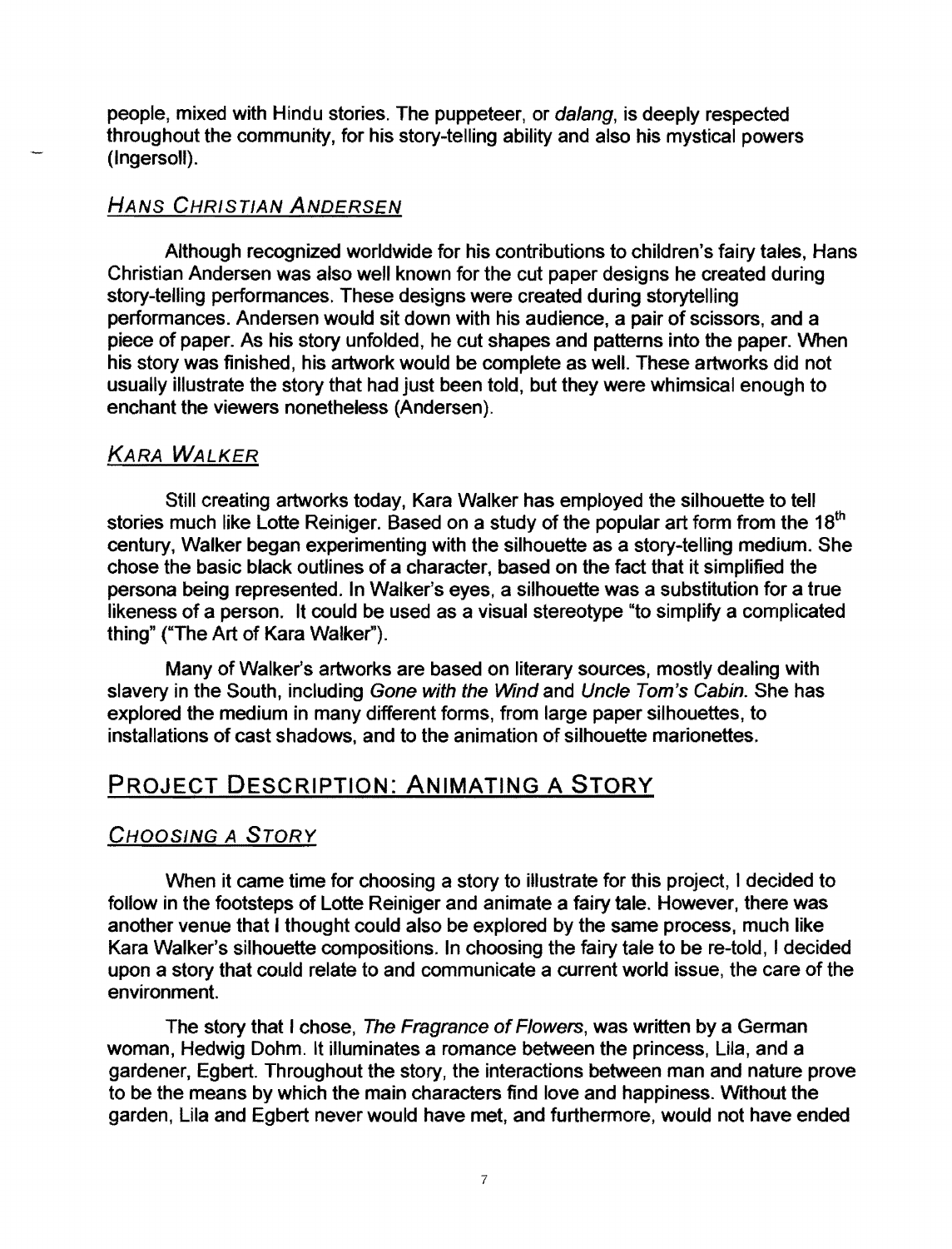people, mixed with Hindu stories. The puppeteer, or *dalang*, is deeply respected throughout the community, for his story-telling ability and also his mystical powers (Ingersoll).

### Hans Christian Andersen

Although recognized worldwide for his contributions to children's fairy tales, Hans Christian Andersen was also well known for the cut paper designs he created during story-telling performances. These designs were created during storytelling performances. Andersen would sit down with his audience, a pair of scissors, and a piece of paper. As his story unfolded, he cut shapes and patterns into the paper. When his story was finished, his artwork would be complete as well. These artworks did not usually illustrate the story that had just been told, but they were whimsical enough to enchant the viewers nonetheless (Andersen).

### Kara Walker

Still creating artworks today, Kara Walker has employed the silhouette to tell stories much like Lotte Reiniger. Based on a study of the popular art form from the 18th century, Walker began experimenting with the silhouette as a story-telling medium. She chose the basic black outlines of a character, based on the fact that it simplified the persona being represented. In Walker's eyes, a silhouette was a substitution for a true likeness of a person. It could be used as a visual stereotype "to simplify a complicated thing" ("The Art of Kara Walker").

Many of Walker's artworks are based on literary sources, mostly dealing with slavery in the South, including *Gone with the Wind* and *Uncle Tom's Cabin*. She has explored the medium in many different forms, from large paper silhouettes, to installations of cast shadows, and to the animation of silhouette marionettes.

## Project Description: Animating a Story

### Choosing a Story

When it came time for choosing a story to illustrate for this project, I decided to follow in the footsteps of Lotte Reiniger and animate a fairy tale. However, there was another venue that I thought could also be explored by the same process, much like Kara Walker's silhouette compositions. In choosing the fairy tale to be re-told, I decided upon a story that could relate to and communicate a current world issue, the care of the environment.

The story that I chose, *The Fragrance of Flowers*, was written by a German woman, Hedwig Dohm. It illuminates a romance between the princess, Lila, and a gardener, Egbert. Throughout the story, the interactions between man and nature prove to be the means by which the main characters find love and happiness. Without the garden, Lila and Egbert never would have met, and furthermore, would not have ended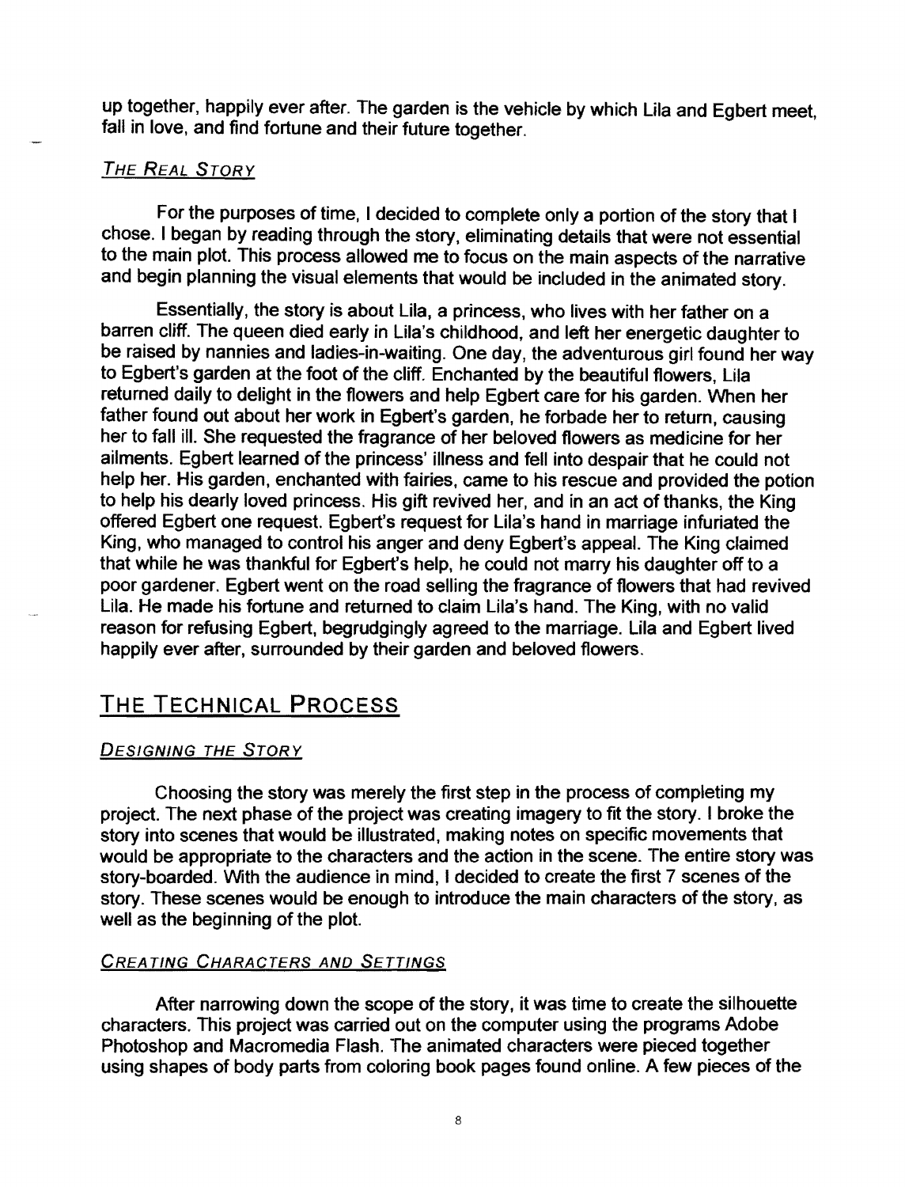up together, happily ever after. The garden is the vehicle by which Lila and Egbert meet, fall in love, and find fortune and their future together.

### *The Real Story*

For the purposes of time, I decided to complete only a portion of the story that I chose. I began by reading through the story, eliminating details that were not essential to the main plot. This process allowed me to focus on the main aspects of the narrative and begin planning the visual elements that would be included in the animated story.

Essentially, the story is about Lila, a princess, who lives with her father on a barren cliff. The queen died early in Lila's childhood, and left her energetic daughter to be raised by nannies and ladies-in-waiting. One day, the adventurous girl found her way to Egbert's garden at the foot of the cliff. Enchanted by the beautiful flowers, Lila returned daily to delight in the flowers and help Egbert care for his garden. When her father found out about her work in Egbert's garden, he forbade her to return, causing her to fall ill. She requested the fragrance of her beloved flowers as medicine for her ailments. Egbert learned of the princess' illness and fell into despair that he could not help her. His garden, enchanted with fairies, came to his rescue and provided the potion to help his dearly loved princess. His gift revived her, and in an act of thanks, the King offered Egbert one request. Egbert's request for Lila's hand in marriage infuriated the King, who managed to control his anger and deny Egbert's appeal. The King claimed that while he was thankful for Egbert's help, he could not marry his daughter off to a poor gardener. Egbert went on the road selling the fragrance of flowers that had revived Lila. He made his fortune and returned to claim Lila's hand. The King, with no valid reason for refusing Egbert, begrudgingly agreed to the marriage. Lila and Egbert lived happily ever after, surrounded by their garden and beloved flowers.

## The Technical Process

### *Designing the Story*

Choosing the story was merely the first step in the process of completing my project. The next phase of the project was creating imagery to fit the story. I broke the story into scenes that would be illustrated, making notes on specific movements that would be appropriate to the characters and the action in the scene. The entire story was story-boarded. With the audience in mind, I decided to create the first 7 scenes of the story. These scenes would be enough to introduce the main characters of the story, as well as the beginning of the plot.

### *Creating Characters and Settings*

After narrowing down the scope of the story, it was time to create the silhouette characters. This project was carried out on the computer using the programs Adobe Photoshop and Macromedia Flash. The animated characters were pieced together using shapes of body parts from coloring book pages found online. A few pieces of the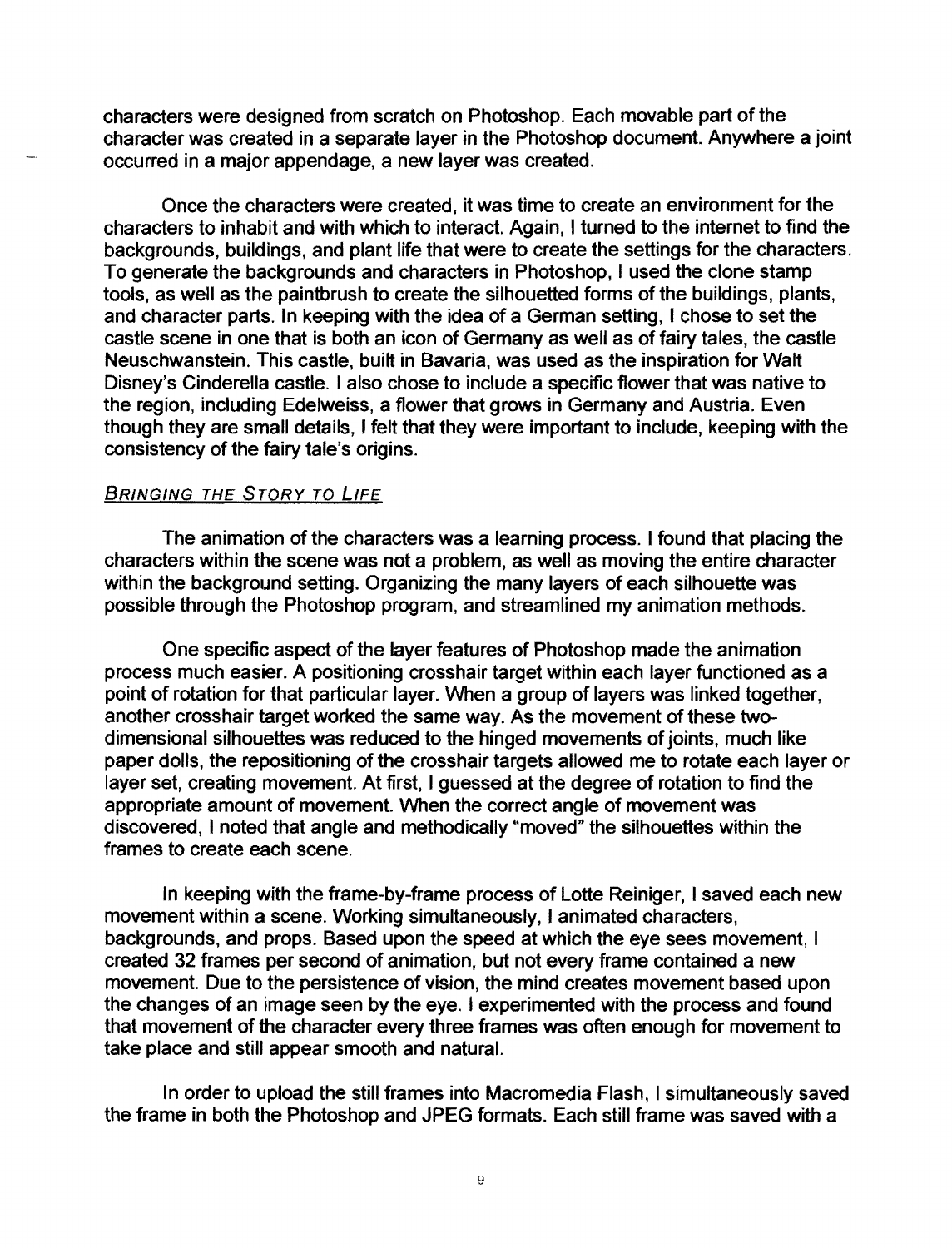characters were designed from scratch on Photoshop. Each movable part of the character was created in a separate layer in the Photoshop document. Anywhere a joint occurred in a major appendage, a new layer was created.

Once the characters were created, it was time to create an environment for the characters to inhabit and with which to interact. Again, I turned to the internet to find the backgrounds, buildings, and plant life that were to create the settings for the characters. To generate the backgrounds and characters in Photoshop, I used the clone stamp tools, as well as the paintbrush to create the silhouetted forms of the buildings, plants, and character parts. In keeping with the idea of a German setting, I chose to set the castle scene in one that is both an icon of Germany as well as of fairy tales, the castle Neuschwanstein. This castle, built in Bavaria, was used as the inspiration for Walt Disney's Cinderella castle. I also chose to include a specific flower that was native to the region, including Edelweiss, a flower that grows in Germany and Austria. Even though they are small details, I felt that they were important to include, keeping with the consistency of the fairy tale's origins.

### <u>Bringing the Story to Life</u>

The animation of the characters was a learning process. I found that placing the characters within the scene was not a problem, as well as moving the entire character within the background setting. Organizing the many layers of each silhouette was possible through the Photoshop program, and streamlined my animation methods.

One specific aspect of the layer features of Photoshop made the animation process much easier. A positioning crosshair target within each layer functioned as a point of rotation for that particular layer. When a group of layers was linked together, another crosshair target worked the same way. As the movement of these two-dimensional silhouettes was reduced to the hinged movements of joints, much like paper dolls, the repositioning of the crosshair targets allowed me to rotate each layer or layer set, creating movement. At first, I guessed at the degree of rotation to find the appropriate amount of movement. When the correct angle of movement was discovered, I noted that angle and methodically "moved" the silhouettes within the frames to create each scene.

In keeping with the frame-by-frame process of Lotte Reiniger, I saved each new movement within a scene. Working simultaneously, I animated characters, backgrounds, and props. Based upon the speed at which the eye sees movement, I created 32 frames per second of animation, but not every frame contained a new movement. Due to the persistence of vision, the mind creates movement based upon the changes of an image seen by the eye. I experimented with the process and found that movement of the character every three frames was often enough for movement to take place and still appear smooth and natural.

In order to upload the still frames into Macromedia Flash, I simultaneously saved the frame in both the Photoshop and JPEG formats. Each still frame was saved with a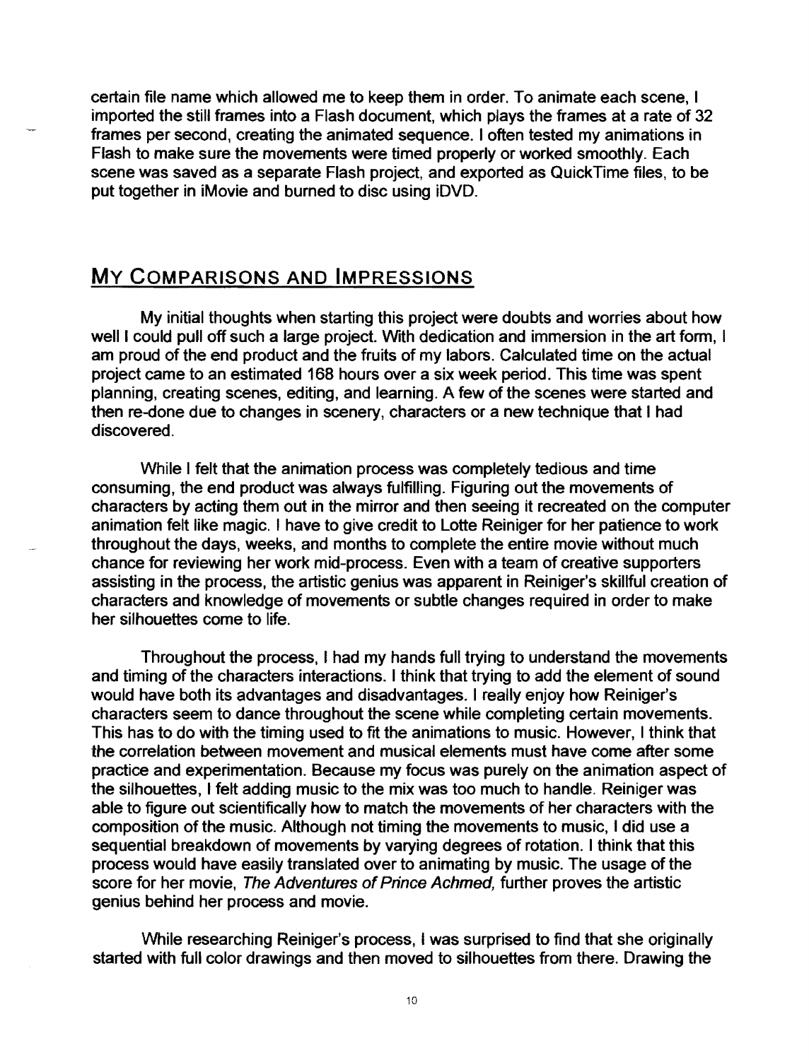certain file name which allowed me to keep them in order. To animate each scene, I imported the still frames into a Flash document, which plays the frames at a rate of 32 frames per second, creating the animated sequence. I often tested my animations in Flash to make sure the movements were timed properly or worked smoothly. Each scene was saved as a separate Flash project, and exported as QuickTime files, to be put together in iMovie and burned to disc using iDVD.

## My Comparisons and Impressions

My initial thoughts when starting this project were doubts and worries about how well I could pull off such a large project. With dedication and immersion in the art form, I am proud of the end product and the fruits of my labors. Calculated time on the actual project came to an estimated 168 hours over a six week period. This time was spent planning, creating scenes, editing, and learning. A few of the scenes were started and then re-done due to changes in scenery, characters or a new technique that I had discovered.

While I felt that the animation process was completely tedious and time consuming, the end product was always fulfilling. Figuring out the movements of characters by acting them out in the mirror and then seeing it recreated on the computer animation felt like magic. I have to give credit to Lotte Reiniger for her patience to work throughout the days, weeks, and months to complete the entire movie without much chance for reviewing her work mid-process. Even with a team of creative supporters assisting in the process, the artistic genius was apparent in Reiniger's skillful creation of characters and knowledge of movements or subtle changes required in order to make her silhouettes come to life.

Throughout the process, I had my hands full trying to understand the movements and timing of the characters interactions. I think that trying to add the element of sound would have both its advantages and disadvantages. I really enjoy how Reiniger's characters seem to dance throughout the scene while completing certain movements. This has to do with the timing used to fit the animations to music. However, I think that the correlation between movement and musical elements must have come after some practice and experimentation. Because my focus was purely on the animation aspect of the silhouettes, I felt adding music to the mix was too much to handle. Reiniger was able to figure out scientifically how to match the movements of her characters with the composition of the music. Although not timing the movements to music, I did use a sequential breakdown of movements by varying degrees of rotation. I think that this process would have easily translated over to animating by music. The usage of the score for her movie, *The Adventures of Prince Achmed,* further proves the artistic genius behind her process and movie.

While researching Reiniger's process, I was surprised to find that she originally started with full color drawings and then moved to silhouettes from there. Drawing the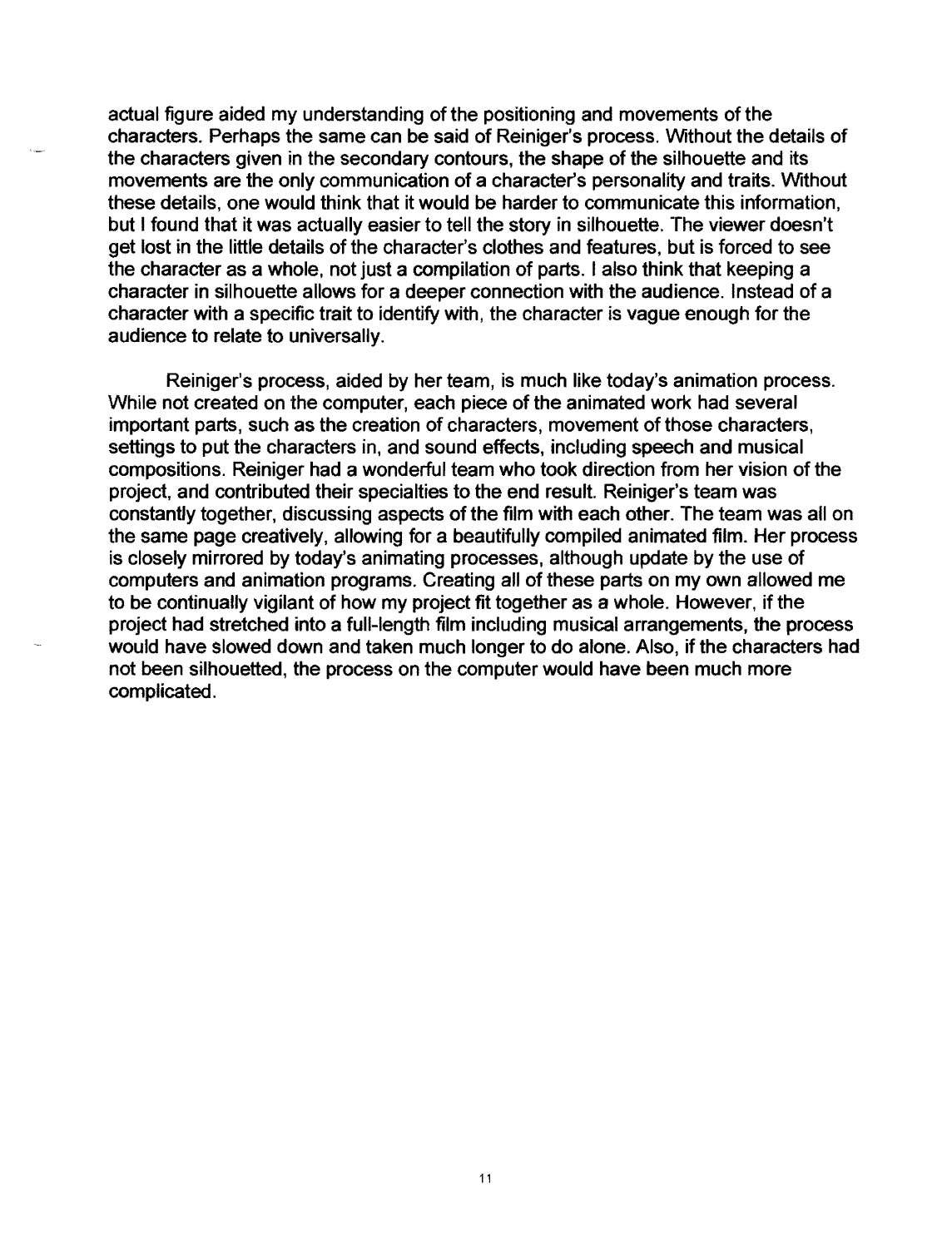actual figure aided my understanding of the positioning and movements of the characters. Perhaps the same can be said of Reiniger's process. Without the details of the characters given in the secondary contours, the shape of the silhouette and its movements are the only communication of a character's personality and traits. Without these details, one would think that it would be harder to communicate this information, but I found that it was actually easier to tell the story in silhouette. The viewer doesn't get lost in the little details of the character's clothes and features, but is forced to see the character as a whole, not just a compilation of parts. I also think that keeping a character in silhouette allows for a deeper connection with the audience. Instead of a character with a specific trait to identify with, the character is vague enough for the audience to relate to universally.

Reiniger's process, aided by her team, is much like today's animation process. While not created on the computer, each piece of the animated work had several important parts, such as the creation of characters, movement of those characters, settings to put the characters in, and sound effects, including speech and musical compositions. Reiniger had a wonderful team who took direction from her vision of the project, and contributed their specialties to the end result. Reiniger's team was constantly together, discussing aspects of the film with each other. The team was all on the same page creatively, allowing for a beautifully compiled animated film. Her process is closely mirrored by today's animating processes, although update by the use of computers and animation programs. Creating all of these parts on my own allowed me to be continually vigilant of how my project fit together as a whole. However, if the project had stretched into a full-length film including musical arrangements, the process would have slowed down and taken much longer to do alone. Also, if the characters had not been silhouetted, the process on the computer would have been much more complicated.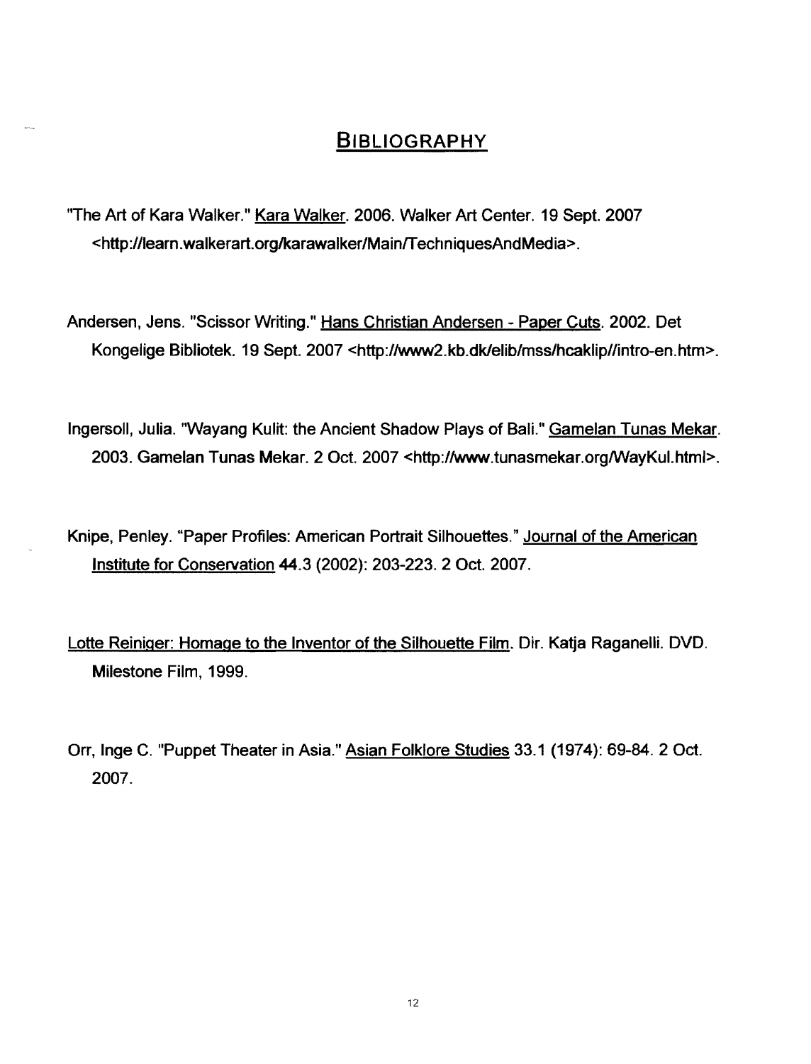# Bibliography

"The Art of Kara Walker." Kara Walker. 2006. Walker Art Center. 19 Sept. 2007 <http://learn.walkerart.org/karawalker/Main/TechniquesAndMedia>.

Andersen, Jens. "Scissor Writing." Hans Christian Andersen - Paper Cuts. 2002. Det Kongelige Bibliotek. 19 Sept. 2007 <http://www2.kb.dk/elib/mss/hcaklip//intro-en.htm>.

Ingersoll, Julia. "Wayang Kulit: the Ancient Shadow Plays of Bali." Gamelan Tunas Mekar. 2003. Gamelan Tunas Mekar. 2 Oct. 2007 <http://www.tunasmekar.org/WayKul.html>.

Knipe, Penley. "Paper Profiles: American Portrait Silhouettes." Journal of the American Institute for Conservation 44.3 (2002): 203-223. 2 Oct. 2007.

Lotte Reiniger: Homage to the Inventor of the Silhouette Film. Dir. Katja Raganelli. DVD. Milestone Film, 1999.

Orr, Inge C. "Puppet Theater in Asia." Asian Folklore Studies 33.1 (1974): 69-84. 2 Oct. 2007.